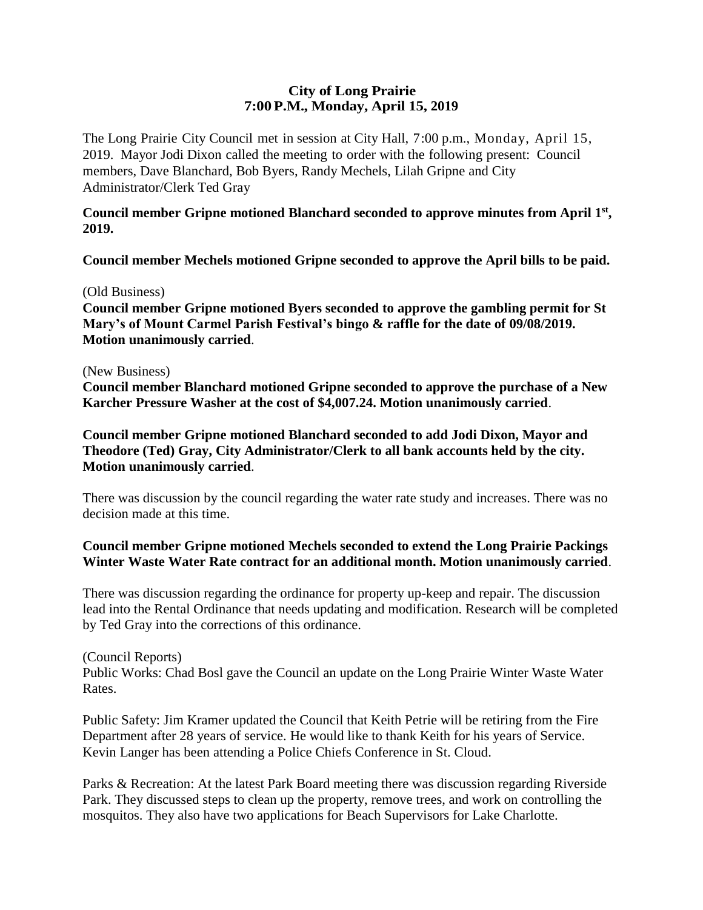# City of Long Prairie
## 7:00 P.M., Monday, April 15, 2019

The Long Prairie City Council met in session at City Hall, 7:00 p.m., Monday, April 15, 2019. Mayor Jodi Dixon called the meeting to order with the following present: Council members, Dave Blanchard, Bob Byers, Randy Mechels, Lilah Gripne and City Administrator/Clerk Ted Gray

**Council member Gripne motioned Blanchard seconded to approve minutes from April 1st, 2019.**

**Council member Mechels motioned Gripne seconded to approve the April bills to be paid.**

(Old Business)

**Council member Gripne motioned Byers seconded to approve the gambling permit for St Mary's of Mount Carmel Parish Festival's bingo & raffle for the date of 09/08/2019. Motion unanimously carried**.

(New Business)

**Council member Blanchard motioned Gripne seconded to approve the purchase of a New Karcher Pressure Washer at the cost of $4,007.24. Motion unanimously carried**.

**Council member Gripne motioned Blanchard seconded to add Jodi Dixon, Mayor and Theodore (Ted) Gray, City Administrator/Clerk to all bank accounts held by the city. Motion unanimously carried**.

There was discussion by the council regarding the water rate study and increases. There was no decision made at this time.

**Council member Gripne motioned Mechels seconded to extend the Long Prairie Packings Winter Waste Water Rate contract for an additional month. Motion unanimously carried**.

There was discussion regarding the ordinance for property up-keep and repair. The discussion lead into the Rental Ordinance that needs updating and modification. Research will be completed by Ted Gray into the corrections of this ordinance.

(Council Reports)

Public Works: Chad Bosl gave the Council an update on the Long Prairie Winter Waste Water Rates.

Public Safety: Jim Kramer updated the Council that Keith Petrie will be retiring from the Fire Department after 28 years of service. He would like to thank Keith for his years of Service. Kevin Langer has been attending a Police Chiefs Conference in St. Cloud.

Parks & Recreation: At the latest Park Board meeting there was discussion regarding Riverside Park. They discussed steps to clean up the property, remove trees, and work on controlling the mosquitos. They also have two applications for Beach Supervisors for Lake Charlotte.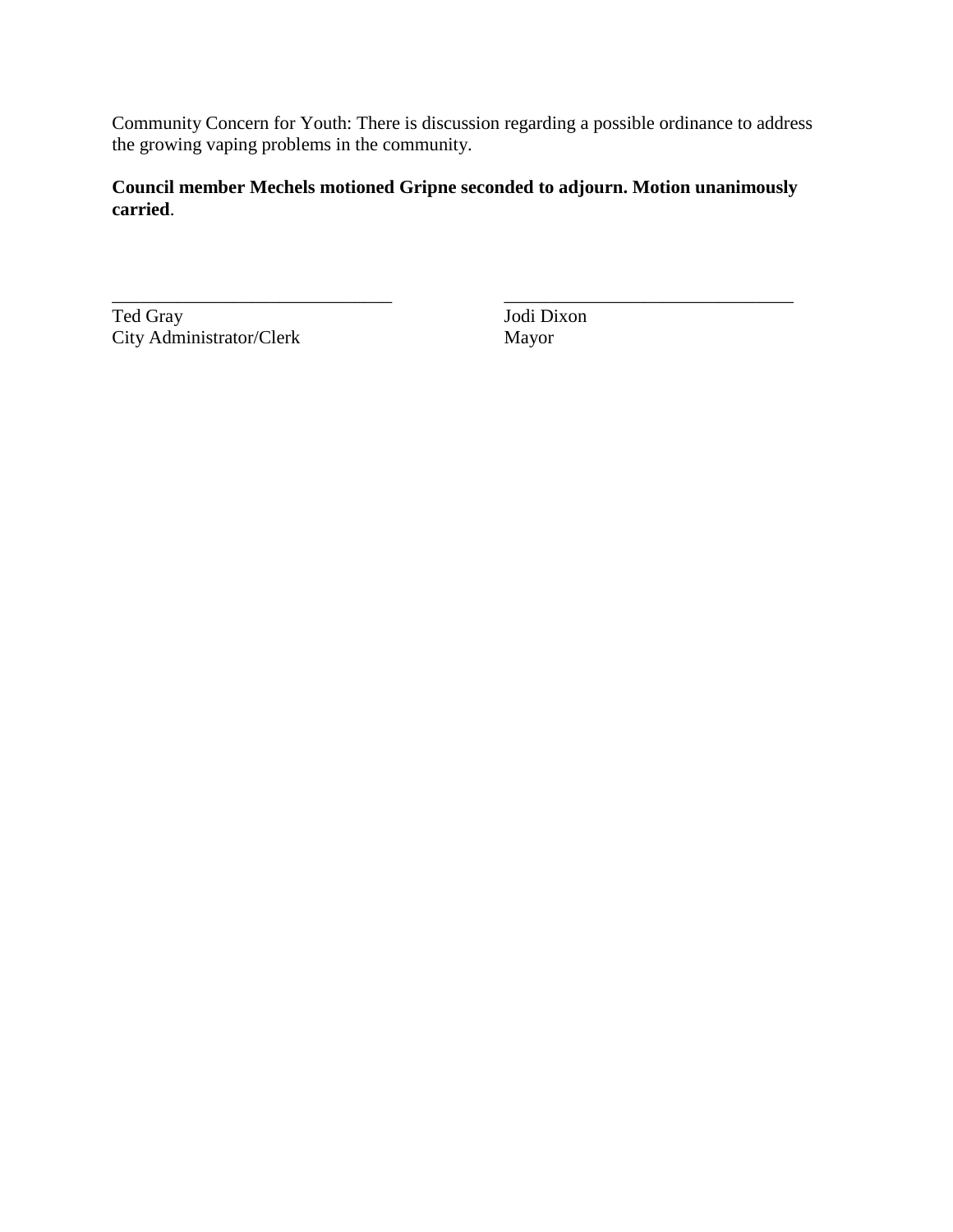Community Concern for Youth: There is discussion regarding a possible ordinance to address the growing vaping problems in the community.

**Council member Mechels motioned Gripne seconded to adjourn. Motion unanimously carried**.

| | |
|---|---|
| _______________________________ | ________________________________ |
| Ted Gray | Jodi Dixon |
| City Administrator/Clerk | Mayor |